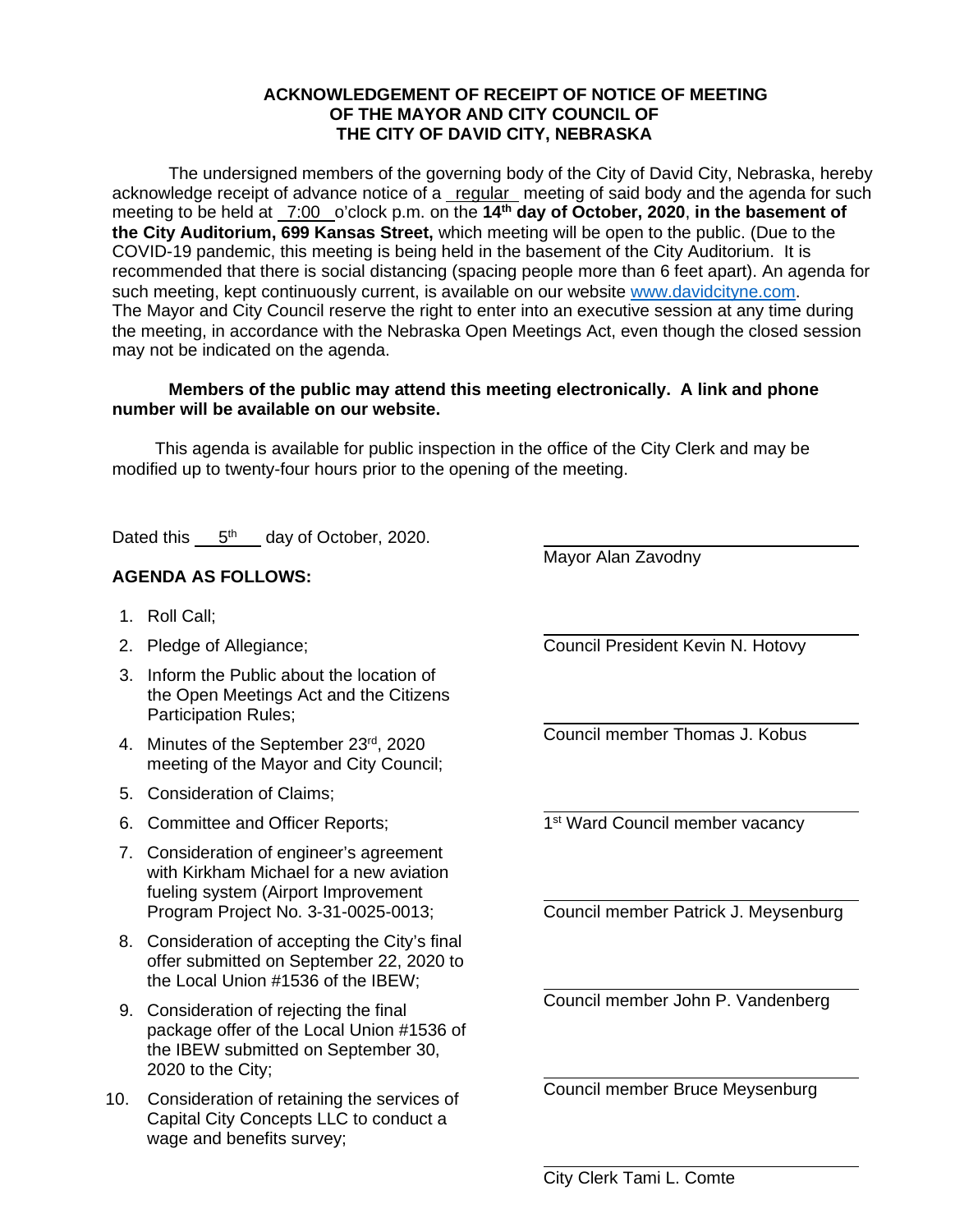**ACKNOWLEDGEMENT OF RECEIPT OF NOTICE OF MEETING OF THE MAYOR AND CITY COUNCIL OF THE CITY OF DAVID CITY, NEBRASKA**

The undersigned members of the governing body of the City of David City, Nebraska, hereby acknowledge receipt of advance notice of a regular meeting of said body and the agenda for such meeting to be held at 7:00 o'clock p.m. on the **14th day of October, 2020**, **in the basement of the City Auditorium, 699 Kansas Street,** which meeting will be open to the public. (Due to the COVID-19 pandemic, this meeting is being held in the basement of the City Auditorium. It is recommended that there is social distancing (spacing people more than 6 feet apart). An agenda for such meeting, kept continuously current, is available on our website www.davidcityne.com. The Mayor and City Council reserve the right to enter into an executive session at any time during the meeting, in accordance with the Nebraska Open Meetings Act, even though the closed session may not be indicated on the agenda.

**Members of the public may attend this meeting electronically. A link and phone number will be available on our website.**

This agenda is available for public inspection in the office of the City Clerk and may be modified up to twenty-four hours prior to the opening of the meeting.

Dated this 5th day of October, 2020.

**AGENDA AS FOLLOWS:**

1. Roll Call;
2. Pledge of Allegiance;
3. Inform the Public about the location of the Open Meetings Act and the Citizens Participation Rules;
4. Minutes of the September 23rd, 2020 meeting of the Mayor and City Council;
5. Consideration of Claims;
6. Committee and Officer Reports;
7. Consideration of engineer's agreement with Kirkham Michael for a new aviation fueling system (Airport Improvement Program Project No. 3-31-0025-0013;
8. Consideration of accepting the City's final offer submitted on September 22, 2020 to the Local Union #1536 of the IBEW;
9. Consideration of rejecting the final package offer of the Local Union #1536 of the IBEW submitted on September 30, 2020 to the City;
10. Consideration of retaining the services of Capital City Concepts LLC to conduct a wage and benefits survey;

______________________________
Mayor Alan Zavodny

______________________________
Council President Kevin N. Hotovy

______________________________
Council member Thomas J. Kobus

______________________________
1st Ward Council member vacancy

______________________________
Council member Patrick J. Meysenburg

______________________________
Council member John P. Vandenberg

______________________________
Council member Bruce Meysenburg

______________________________
City Clerk Tami L. Comte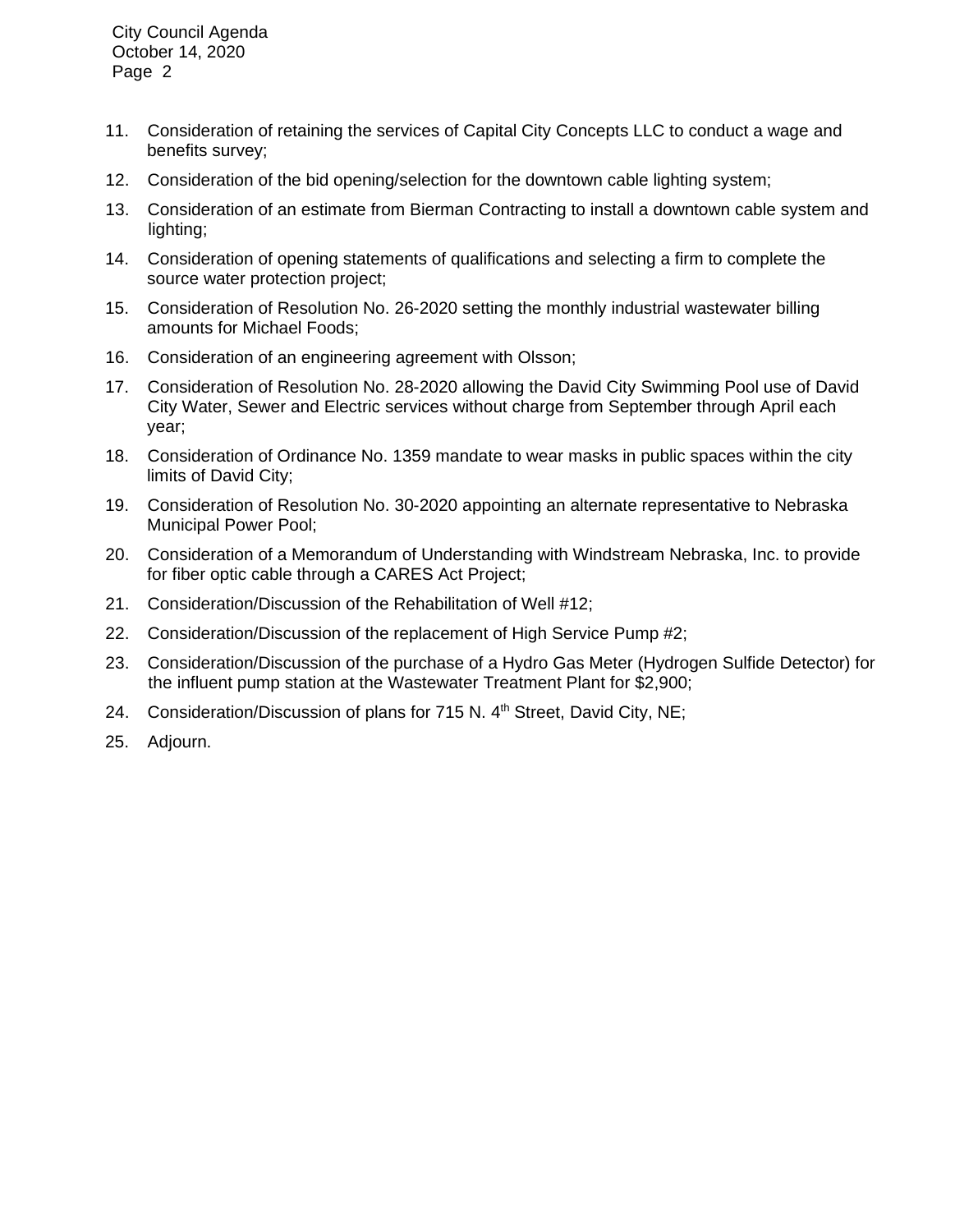11. Consideration of retaining the services of Capital City Concepts LLC to conduct a wage and benefits survey;
12. Consideration of the bid opening/selection for the downtown cable lighting system;
13. Consideration of an estimate from Bierman Contracting to install a downtown cable system and lighting;
14. Consideration of opening statements of qualifications and selecting a firm to complete the source water protection project;
15. Consideration of Resolution No. 26-2020 setting the monthly industrial wastewater billing amounts for Michael Foods;
16. Consideration of an engineering agreement with Olsson;
17. Consideration of Resolution No. 28-2020 allowing the David City Swimming Pool use of David City Water, Sewer and Electric services without charge from September through April each year;
18. Consideration of Ordinance No. 1359 mandate to wear masks in public spaces within the city limits of David City;
19. Consideration of Resolution No. 30-2020 appointing an alternate representative to Nebraska Municipal Power Pool;
20. Consideration of a Memorandum of Understanding with Windstream Nebraska, Inc. to provide for fiber optic cable through a CARES Act Project;
21. Consideration/Discussion of the Rehabilitation of Well #12;
22. Consideration/Discussion of the replacement of High Service Pump #2;
23. Consideration/Discussion of the purchase of a Hydro Gas Meter (Hydrogen Sulfide Detector) for the influent pump station at the Wastewater Treatment Plant for $2,900;
24. Consideration/Discussion of plans for 715 N. 4th Street, David City, NE;
25. Adjourn.